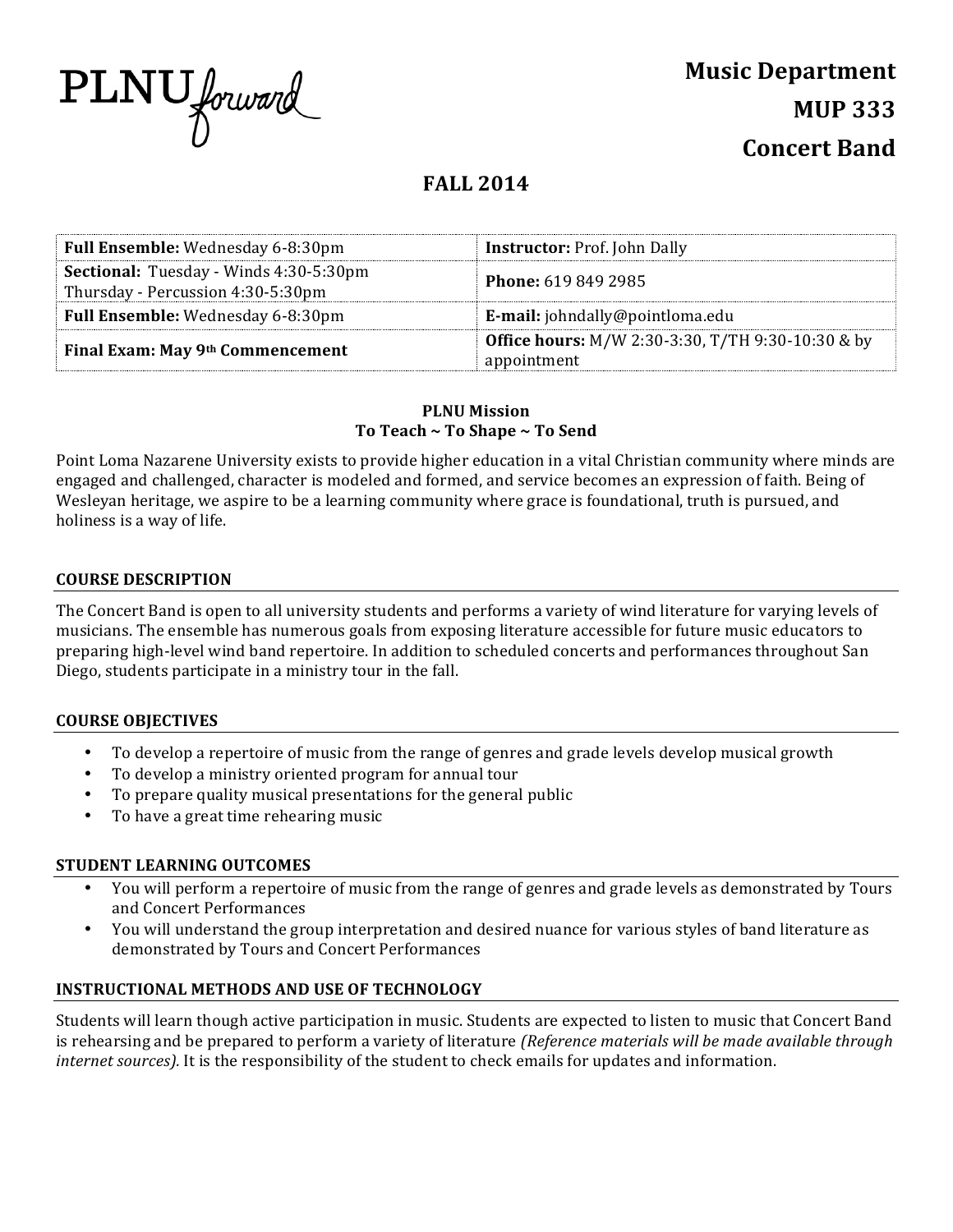PLNU forward

# Music Department
# MUP 333
# Concert Band

## FALL 2014

| | |
|---|---|
| **Full Ensemble:** Wednesday 6-8:30pm | **Instructor:** Prof. John Dally |
| **Sectional:** Tuesday - Winds 4:30-5:30pm Thursday - Percussion 4:30-5:30pm | **Phone:** 619 849 2985 |
| **Full Ensemble:** Wednesday 6-8:30pm | **E-mail:** johndally@pointloma.edu |
| **Final Exam: May 9th Commencement** | **Office hours:** M/W 2:30-3:30, T/TH 9:30-10:30 & by appointment |

**PLNU Mission**
**To Teach ~ To Shape ~ To Send**

Point Loma Nazarene University exists to provide higher education in a vital Christian community where minds are engaged and challenged, character is modeled and formed, and service becomes an expression of faith. Being of Wesleyan heritage, we aspire to be a learning community where grace is foundational, truth is pursued, and holiness is a way of life.

### COURSE DESCRIPTION

The Concert Band is open to all university students and performs a variety of wind literature for varying levels of musicians. The ensemble has numerous goals from exposing literature accessible for future music educators to preparing high-level wind band repertoire. In addition to scheduled concerts and performances throughout San Diego, students participate in a ministry tour in the fall.

### COURSE OBJECTIVES

- To develop a repertoire of music from the range of genres and grade levels develop musical growth
- To develop a ministry oriented program for annual tour
- To prepare quality musical presentations for the general public
- To have a great time rehearing music

### STUDENT LEARNING OUTCOMES

- You will perform a repertoire of music from the range of genres and grade levels as demonstrated by Tours and Concert Performances
- You will understand the group interpretation and desired nuance for various styles of band literature as demonstrated by Tours and Concert Performances

### INSTRUCTIONAL METHODS AND USE OF TECHNOLOGY

Students will learn though active participation in music. Students are expected to listen to music that Concert Band is rehearsing and be prepared to perform a variety of literature *(Reference materials will be made available through internet sources).* It is the responsibility of the student to check emails for updates and information.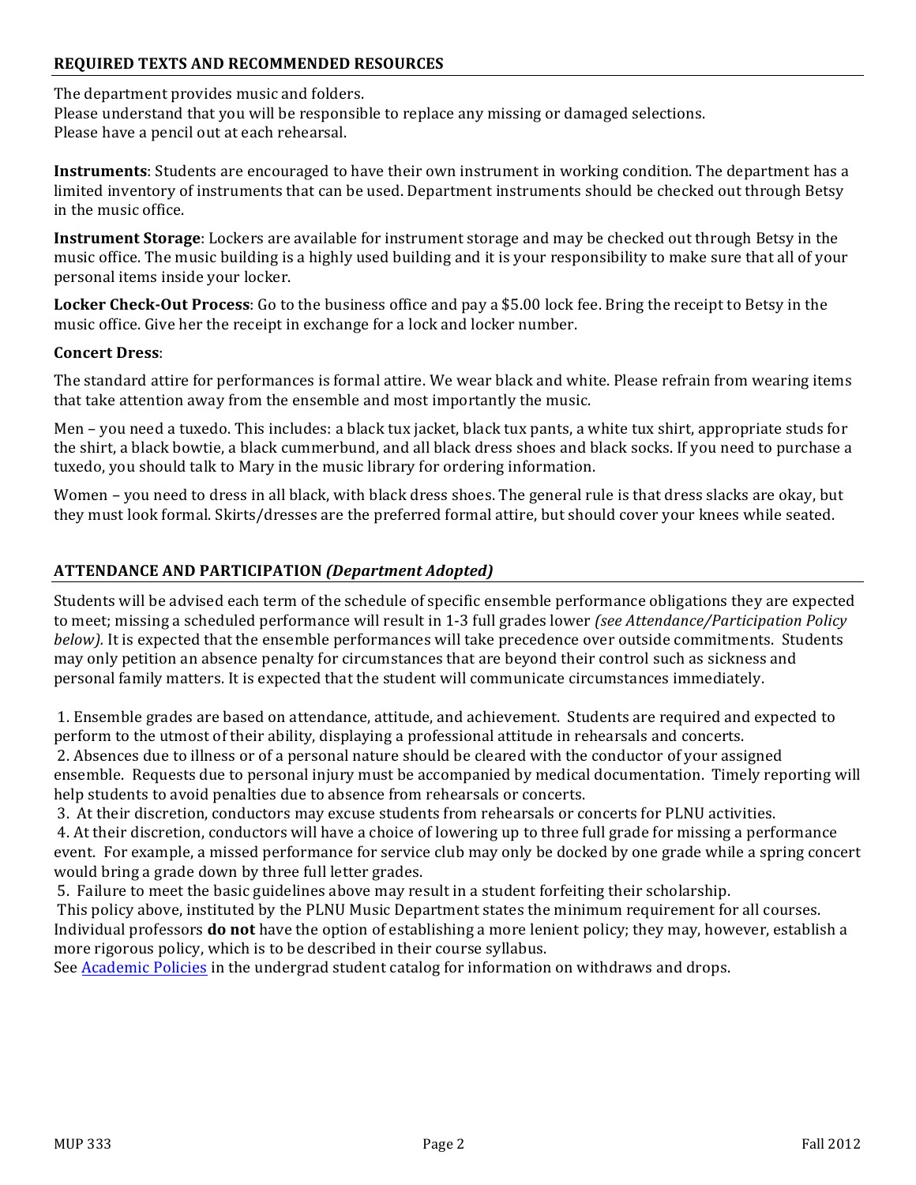## REQUIRED TEXTS AND RECOMMENDED RESOURCES

The department provides music and folders.
Please understand that you will be responsible to replace any missing or damaged selections.
Please have a pencil out at each rehearsal.

**Instruments**: Students are encouraged to have their own instrument in working condition. The department has a limited inventory of instruments that can be used. Department instruments should be checked out through Betsy in the music office.

**Instrument Storage**: Lockers are available for instrument storage and may be checked out through Betsy in the music office. The music building is a highly used building and it is your responsibility to make sure that all of your personal items inside your locker.

**Locker Check-Out Process**: Go to the business office and pay a $5.00 lock fee. Bring the receipt to Betsy in the music office. Give her the receipt in exchange for a lock and locker number.

**Concert Dress**:

The standard attire for performances is formal attire. We wear black and white. Please refrain from wearing items that take attention away from the ensemble and most importantly the music.

Men – you need a tuxedo. This includes: a black tux jacket, black tux pants, a white tux shirt, appropriate studs for the shirt, a black bowtie, a black cummerbund, and all black dress shoes and black socks. If you need to purchase a tuxedo, you should talk to Mary in the music library for ordering information.

Women – you need to dress in all black, with black dress shoes. The general rule is that dress slacks are okay, but they must look formal. Skirts/dresses are the preferred formal attire, but should cover your knees while seated.

## ATTENDANCE AND PARTICIPATION *(Department Adopted)*

Students will be advised each term of the schedule of specific ensemble performance obligations they are expected to meet; missing a scheduled performance will result in 1-3 full grades lower *(see Attendance/Participation Policy below).* It is expected that the ensemble performances will take precedence over outside commitments. Students may only petition an absence penalty for circumstances that are beyond their control such as sickness and personal family matters. It is expected that the student will communicate circumstances immediately.

1. Ensemble grades are based on attendance, attitude, and achievement. Students are required and expected to perform to the utmost of their ability, displaying a professional attitude in rehearsals and concerts.
2. Absences due to illness or of a personal nature should be cleared with the conductor of your assigned ensemble. Requests due to personal injury must be accompanied by medical documentation. Timely reporting will help students to avoid penalties due to absence from rehearsals or concerts.
3. At their discretion, conductors may excuse students from rehearsals or concerts for PLNU activities.
4. At their discretion, conductors will have a choice of lowering up to three full grade for missing a performance event. For example, a missed performance for service club may only be docked by one grade while a spring concert would bring a grade down by three full letter grades.
5. Failure to meet the basic guidelines above may result in a student forfeiting their scholarship.

This policy above, instituted by the PLNU Music Department states the minimum requirement for all courses. Individual professors **do not** have the option of establishing a more lenient policy; they may, however, establish a more rigorous policy, which is to be described in their course syllabus.
See Academic Policies in the undergrad student catalog for information on withdraws and drops.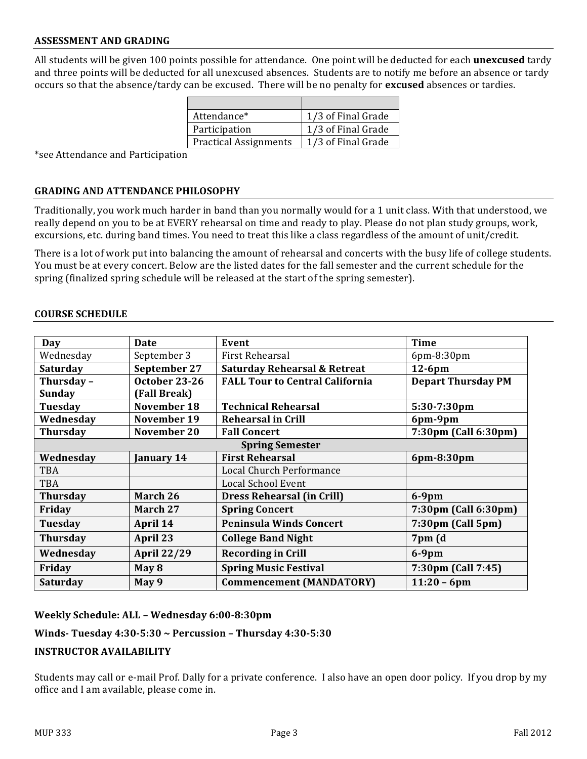## ASSESSMENT AND GRADING

All students will be given 100 points possible for attendance. One point will be deducted for each **unexcused** tardy and three points will be deducted for all unexcused absences. Students are to notify me before an absence or tardy occurs so that the absence/tardy can be excused. There will be no penalty for **excused** absences or tardies.

| | |
|---|---|
| Attendance* | 1/3 of Final Grade |
| Participation | 1/3 of Final Grade |
| Practical Assignments | 1/3 of Final Grade |

*see Attendance and Participation

## GRADING AND ATTENDANCE PHILOSOPHY

Traditionally, you work much harder in band than you normally would for a 1 unit class. With that understood, we really depend on you to be at EVERY rehearsal on time and ready to play. Please do not plan study groups, work, excursions, etc. during band times. You need to treat this like a class regardless of the amount of unit/credit.

There is a lot of work put into balancing the amount of rehearsal and concerts with the busy life of college students. You must be at every concert. Below are the listed dates for the fall semester and the current schedule for the spring (finalized spring schedule will be released at the start of the spring semester).

## COURSE SCHEDULE

| Day | Date | Event | Time |
|---|---|---|---|
| Wednesday | September 3 | First Rehearsal | 6pm-8:30pm |
| **Saturday** | **September 27** | **Saturday Rehearsal & Retreat** | **12-6pm** |
| **Thursday – Sunday** | **October 23-26 (Fall Break)** | **FALL Tour to Central California** | **Depart Thursday PM** |
| **Tuesday** | **November 18** | **Technical Rehearsal** | **5:30-7:30pm** |
| **Wednesday** | **November 19** | **Rehearsal in Crill** | **6pm-9pm** |
| **Thursday** | **November 20** | **Fall Concert** | **7:30pm (Call 6:30pm)** |
| | | **Spring Semester** | |
| **Wednesday** | **January 14** | **First Rehearsal** | **6pm-8:30pm** |
| TBA | | Local Church Performance | |
| TBA | | Local School Event | |
| **Thursday** | **March 26** | **Dress Rehearsal (in Crill)** | **6-9pm** |
| **Friday** | **March 27** | **Spring Concert** | **7:30pm (Call 6:30pm)** |
| **Tuesday** | **April 14** | **Peninsula Winds Concert** | **7:30pm (Call 5pm)** |
| **Thursday** | **April 23** | **College Band Night** | **7pm (d** |
| **Wednesday** | **April 22/29** | **Recording in Crill** | **6-9pm** |
| **Friday** | **May 8** | **Spring Music Festival** | **7:30pm (Call 7:45)** |
| **Saturday** | **May 9** | **Commencement (MANDATORY)** | **11:20 – 6pm** |

**Weekly Schedule: ALL – Wednesday 6:00-8:30pm**

**Winds- Tuesday 4:30-5:30 ~ Percussion – Thursday 4:30-5:30**

## INSTRUCTOR AVAILABILITY

Students may call or e-mail Prof. Dally for a private conference. I also have an open door policy. If you drop by my office and I am available, please come in.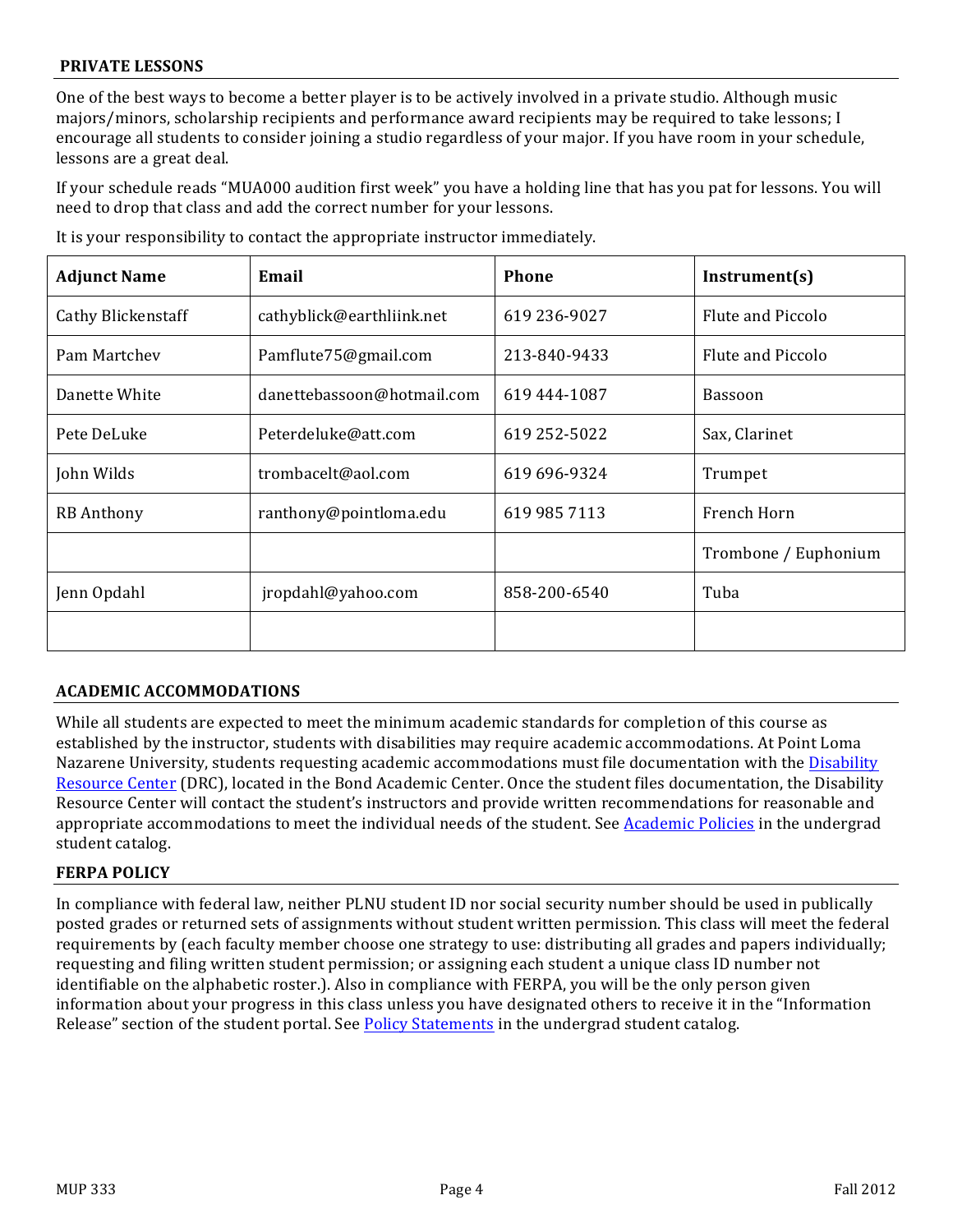## PRIVATE LESSONS

One of the best ways to become a better player is to be actively involved in a private studio. Although music majors/minors, scholarship recipients and performance award recipients may be required to take lessons; I encourage all students to consider joining a studio regardless of your major. If you have room in your schedule, lessons are a great deal.

If your schedule reads "MUA000 audition first week" you have a holding line that has you pat for lessons. You will need to drop that class and add the correct number for your lessons.

It is your responsibility to contact the appropriate instructor immediately.

| Adjunct Name | Email | Phone | Instrument(s) |
|---|---|---|---|
| Cathy Blickenstaff | cathyblick@earthliink.net | 619 236-9027 | Flute and Piccolo |
| Pam Martchev | Pamflute75@gmail.com | 213-840-9433 | Flute and Piccolo |
| Danette White | danettebassoon@hotmail.com | 619 444-1087 | Bassoon |
| Pete DeLuke | Peterdeluke@att.com | 619 252-5022 | Sax, Clarinet |
| John Wilds | trombacelt@aol.com | 619 696-9324 | Trumpet |
| RB Anthony | ranthony@pointloma.edu | 619 985 7113 | French Horn |
| | | | Trombone / Euphonium |
| Jenn Opdahl | jropdahl@yahoo.com | 858-200-6540 | Tuba |
| | | | |

## ACADEMIC ACCOMMODATIONS

While all students are expected to meet the minimum academic standards for completion of this course as established by the instructor, students with disabilities may require academic accommodations. At Point Loma Nazarene University, students requesting academic accommodations must file documentation with the Disability Resource Center (DRC), located in the Bond Academic Center. Once the student files documentation, the Disability Resource Center will contact the student's instructors and provide written recommendations for reasonable and appropriate accommodations to meet the individual needs of the student. See Academic Policies in the undergrad student catalog.

## FERPA POLICY

In compliance with federal law, neither PLNU student ID nor social security number should be used in publically posted grades or returned sets of assignments without student written permission. This class will meet the federal requirements by (each faculty member choose one strategy to use: distributing all grades and papers individually; requesting and filing written student permission; or assigning each student a unique class ID number not identifiable on the alphabetic roster.). Also in compliance with FERPA, you will be the only person given information about your progress in this class unless you have designated others to receive it in the "Information Release" section of the student portal. See Policy Statements in the undergrad student catalog.